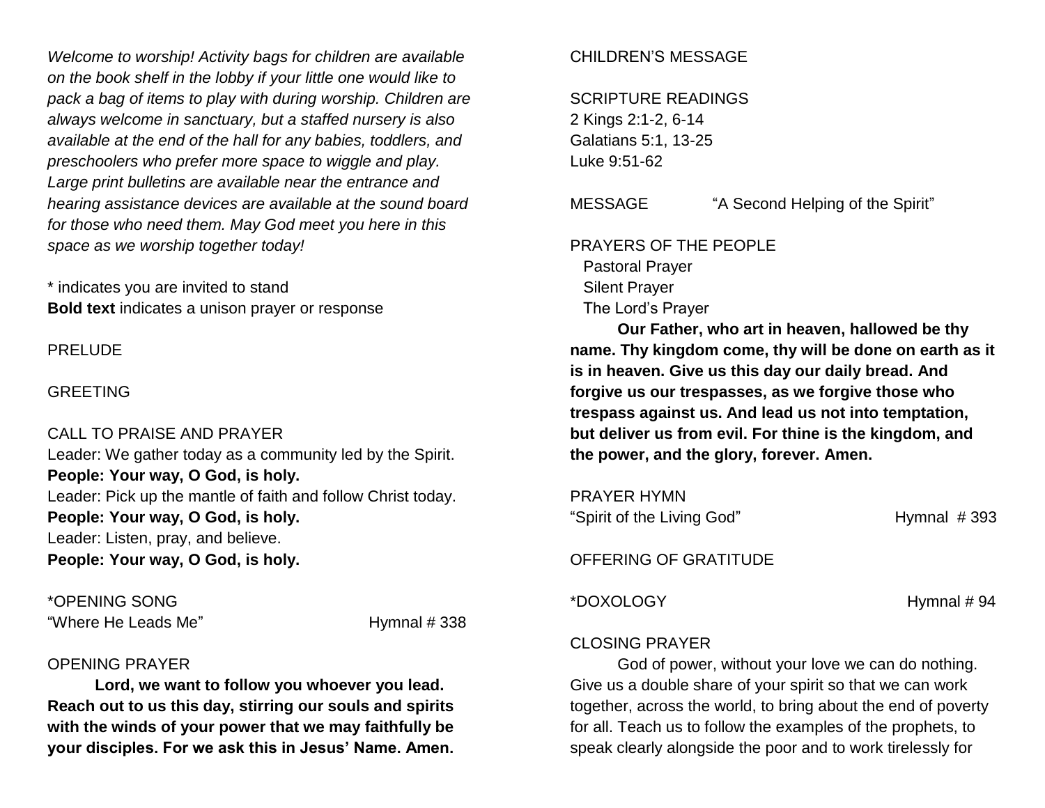*Welcome to worship! Activity bags for children are available on the book shelf in the lobby if your little one would like to pack a bag of items to play with during worship. Children are always welcome in sanctuary, but a staffed nursery is also available at the end of the hall for any babies, toddlers, and preschoolers who prefer more space to wiggle and play. Large print bulletins are available near the entrance and hearing assistance devices are available at the sound board for those who need them. May God meet you here in this space as we worship together today!*

* indicates you are invited to stand
**Bold text** indicates a unison prayer or response

PRELUDE

GREETING

CALL TO PRAISE AND PRAYER
Leader: We gather today as a community led by the Spirit.
**People: Your way, O God, is holy.**
Leader: Pick up the mantle of faith and follow Christ today.
**People: Your way, O God, is holy.**
Leader: Listen, pray, and believe.
**People: Your way, O God, is holy.**

*OPENING SONG
"Where He Leads Me" Hymnal # 338

OPENING PRAYER
**Lord, we want to follow you whoever you lead. Reach out to us this day, stirring our souls and spirits with the winds of your power that we may faithfully be your disciples. For we ask this in Jesus' Name. Amen.**

CHILDREN'S MESSAGE

SCRIPTURE READINGS
2 Kings 2:1-2, 6-14
Galatians 5:1, 13-25
Luke 9:51-62

MESSAGE "A Second Helping of the Spirit"

PRAYERS OF THE PEOPLE
Pastoral Prayer
Silent Prayer
The Lord's Prayer
**Our Father, who art in heaven, hallowed be thy name. Thy kingdom come, thy will be done on earth as it is in heaven. Give us this day our daily bread. And forgive us our trespasses, as we forgive those who trespass against us. And lead us not into temptation, but deliver us from evil. For thine is the kingdom, and the power, and the glory, forever. Amen.**

PRAYER HYMN
"Spirit of the Living God" Hymnal # 393

OFFERING OF GRATITUDE

*DOXOLOGY Hymnal # 94

CLOSING PRAYER
God of power, without your love we can do nothing. Give us a double share of your spirit so that we can work together, across the world, to bring about the end of poverty for all. Teach us to follow the examples of the prophets, to speak clearly alongside the poor and to work tirelessly for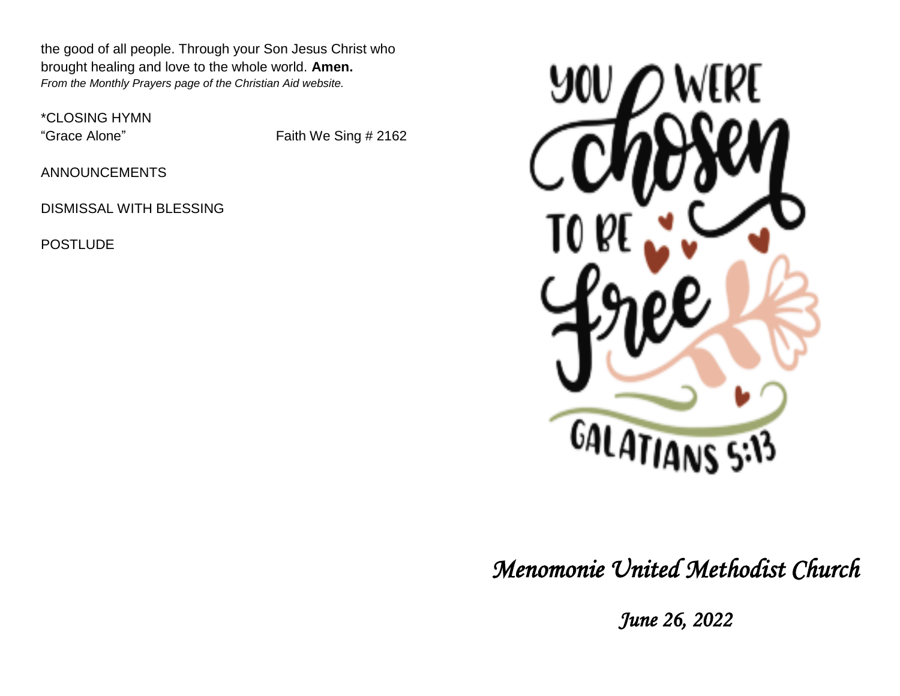the good of all people. Through your Son Jesus Christ who brought healing and love to the whole world. **Amen.**
*From the Monthly Prayers page of the Christian Aid website.*

\*CLOSING HYMN
"Grace Alone" Faith We Sing # 2162

ANNOUNCEMENTS

DISMISSAL WITH BLESSING

POSTLUDE

YOU WERE chosen TO BE free

GALATIANS 5:13

*Menomonie United Methodist Church*

*June 26, 2022*